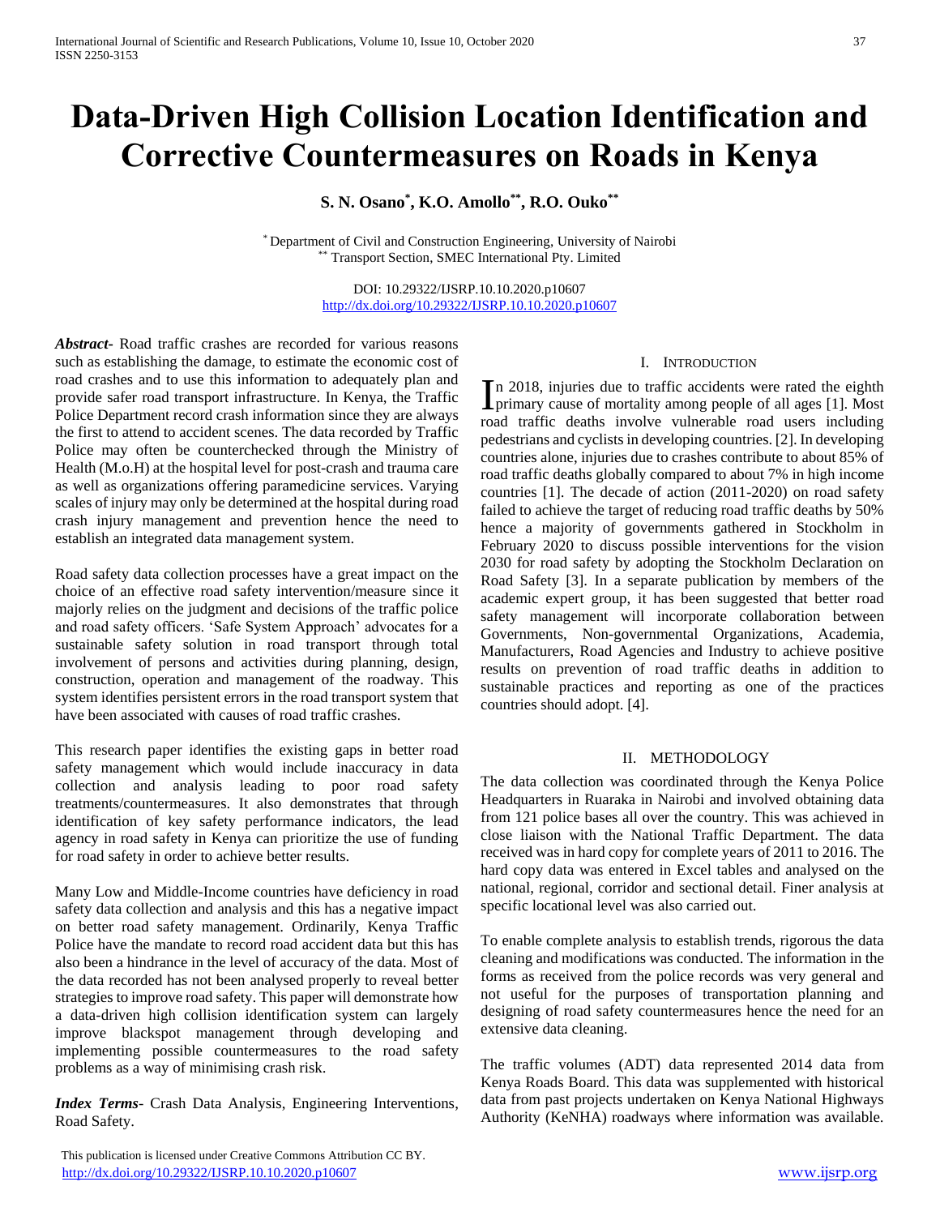# Data-Driven High Collision Location Identification and Corrective Countermeasures on Roads in Kenya

**S. N. Osano[*], K.O. Amollo[**], R.O. Ouko[**]**

[*] Department of Civil and Construction Engineering, University of Nairobi
[**] Transport Section, SMEC International Pty. Limited

DOI: 10.29322/IJSRP.10.10.2020.p10607
http://dx.doi.org/10.29322/IJSRP.10.10.2020.p10607

***Abstract***- Road traffic crashes are recorded for various reasons such as establishing the damage, to estimate the economic cost of road crashes and to use this information to adequately plan and provide safer road transport infrastructure. In Kenya, the Traffic Police Department record crash information since they are always the first to attend to accident scenes. The data recorded by Traffic Police may often be counterchecked through the Ministry of Health (M.o.H) at the hospital level for post-crash and trauma care as well as organizations offering paramedicine services. Varying scales of injury may only be determined at the hospital during road crash injury management and prevention hence the need to establish an integrated data management system.

Road safety data collection processes have a great impact on the choice of an effective road safety intervention/measure since it majorly relies on the judgment and decisions of the traffic police and road safety officers. 'Safe System Approach' advocates for a sustainable safety solution in road transport through total involvement of persons and activities during planning, design, construction, operation and management of the roadway. This system identifies persistent errors in the road transport system that have been associated with causes of road traffic crashes.

This research paper identifies the existing gaps in better road safety management which would include inaccuracy in data collection and analysis leading to poor road safety treatments/countermeasures. It also demonstrates that through identification of key safety performance indicators, the lead agency in road safety in Kenya can prioritize the use of funding for road safety in order to achieve better results.

Many Low and Middle-Income countries have deficiency in road safety data collection and analysis and this has a negative impact on better road safety management. Ordinarily, Kenya Traffic Police have the mandate to record road accident data but this has also been a hindrance in the level of accuracy of the data. Most of the data recorded has not been analysed properly to reveal better strategies to improve road safety. This paper will demonstrate how a data-driven high collision identification system can largely improve blackspot management through developing and implementing possible countermeasures to the road safety problems as a way of minimising crash risk.

***Index Terms***- Crash Data Analysis, Engineering Interventions, Road Safety.

## I. Introduction

In 2018, injuries due to traffic accidents were rated the eighth primary cause of mortality among people of all ages [1]. Most road traffic deaths involve vulnerable road users including pedestrians and cyclists in developing countries. [2]. In developing countries alone, injuries due to crashes contribute to about 85% of road traffic deaths globally compared to about 7% in high income countries [1]. The decade of action (2011-2020) on road safety failed to achieve the target of reducing road traffic deaths by 50% hence a majority of governments gathered in Stockholm in February 2020 to discuss possible interventions for the vision 2030 for road safety by adopting the Stockholm Declaration on Road Safety [3]. In a separate publication by members of the academic expert group, it has been suggested that better road safety management will incorporate collaboration between Governments, Non-governmental Organizations, Academia, Manufacturers, Road Agencies and Industry to achieve positive results on prevention of road traffic deaths in addition to sustainable practices and reporting as one of the practices countries should adopt. [4].

## II. Methodology

The data collection was coordinated through the Kenya Police Headquarters in Ruaraka in Nairobi and involved obtaining data from 121 police bases all over the country. This was achieved in close liaison with the National Traffic Department. The data received was in hard copy for complete years of 2011 to 2016. The hard copy data was entered in Excel tables and analysed on the national, regional, corridor and sectional detail. Finer analysis at specific locational level was also carried out.

To enable complete analysis to establish trends, rigorous the data cleaning and modifications was conducted. The information in the forms as received from the police records was very general and not useful for the purposes of transportation planning and designing of road safety countermeasures hence the need for an extensive data cleaning.

The traffic volumes (ADT) data represented 2014 data from Kenya Roads Board. This data was supplemented with historical data from past projects undertaken on Kenya National Highways Authority (KeNHA) roadways where information was available.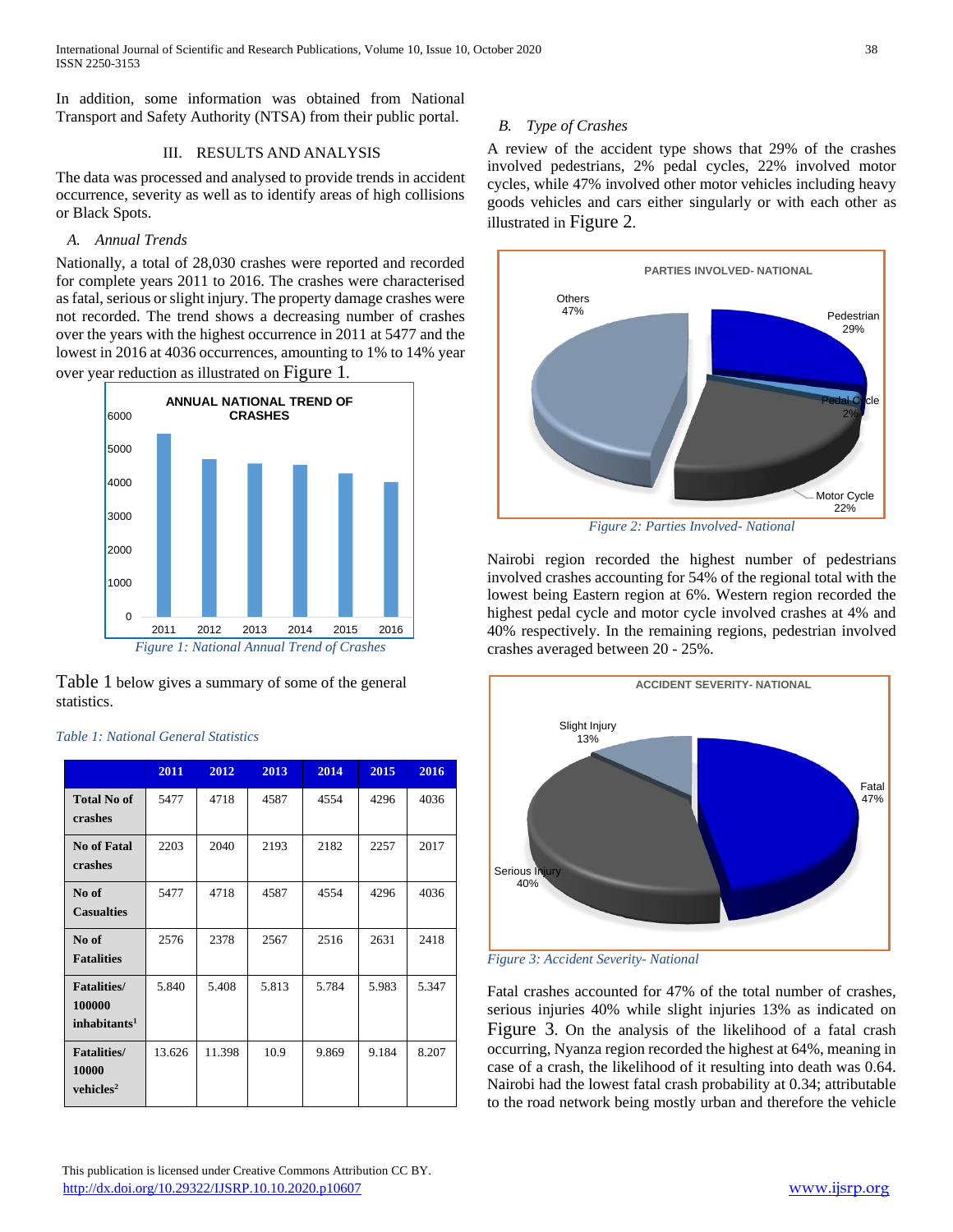In addition, some information was obtained from National Transport and Safety Authority (NTSA) from their public portal.

## III. RESULTS AND ANALYSIS

The data was processed and analysed to provide trends in accident occurrence, severity as well as to identify areas of high collisions or Black Spots.

### *A. Annual Trends*

Nationally, a total of 28,030 crashes were reported and recorded for complete years 2011 to 2016. The crashes were characterised as fatal, serious or slight injury. The property damage crashes were not recorded. The trend shows a decreasing number of crashes over the years with the highest occurrence in 2011 at 5477 and the lowest in 2016 at 4036 occurrences, amounting to 1% to 14% year over year reduction as illustrated on Figure 1.

*Figure 1: National Annual Trend of Crashes*

Table 1 below gives a summary of some of the general statistics.

*Table 1: National General Statistics*

| | 2011 | 2012 | 2013 | 2014 | 2015 | 2016 |
|---|---|---|---|---|---|---|
| **Total No of crashes** | 5477 | 4718 | 4587 | 4554 | 4296 | 4036 |
| **No of Fatal crashes** | 2203 | 2040 | 2193 | 2182 | 2257 | 2017 |
| **No of Casualties** | 5477 | 4718 | 4587 | 4554 | 4296 | 4036 |
| **No of Fatalities** | 2576 | 2378 | 2567 | 2516 | 2631 | 2418 |
| **Fatalities/ 100000 inhabitants[1]** | 5.840 | 5.408 | 5.813 | 5.784 | 5.983 | 5.347 |
| **Fatalities/ 10000 vehicles[2]** | 13.626 | 11.398 | 10.9 | 9.869 | 9.184 | 8.207 |

### *B. Type of Crashes*

A review of the accident type shows that 29% of the crashes involved pedestrians, 2% pedal cycles, 22% involved motor cycles, while 47% involved other motor vehicles including heavy goods vehicles and cars either singularly or with each other as illustrated in Figure 2.

*Figure 2: Parties Involved- National*

Nairobi region recorded the highest number of pedestrians involved crashes accounting for 54% of the regional total with the lowest being Eastern region at 6%. Western region recorded the highest pedal cycle and motor cycle involved crashes at 4% and 40% respectively. In the remaining regions, pedestrian involved crashes averaged between 20 - 25%.

*Figure 3: Accident Severity- National*

Fatal crashes accounted for 47% of the total number of crashes, serious injuries 40% while slight injuries 13% as indicated on Figure 3. On the analysis of the likelihood of a fatal crash occurring, Nyanza region recorded the highest at 64%, meaning in case of a crash, the likelihood of it resulting into death was 0.64. Nairobi had the lowest fatal crash probability at 0.34; attributable to the road network being mostly urban and therefore the vehicle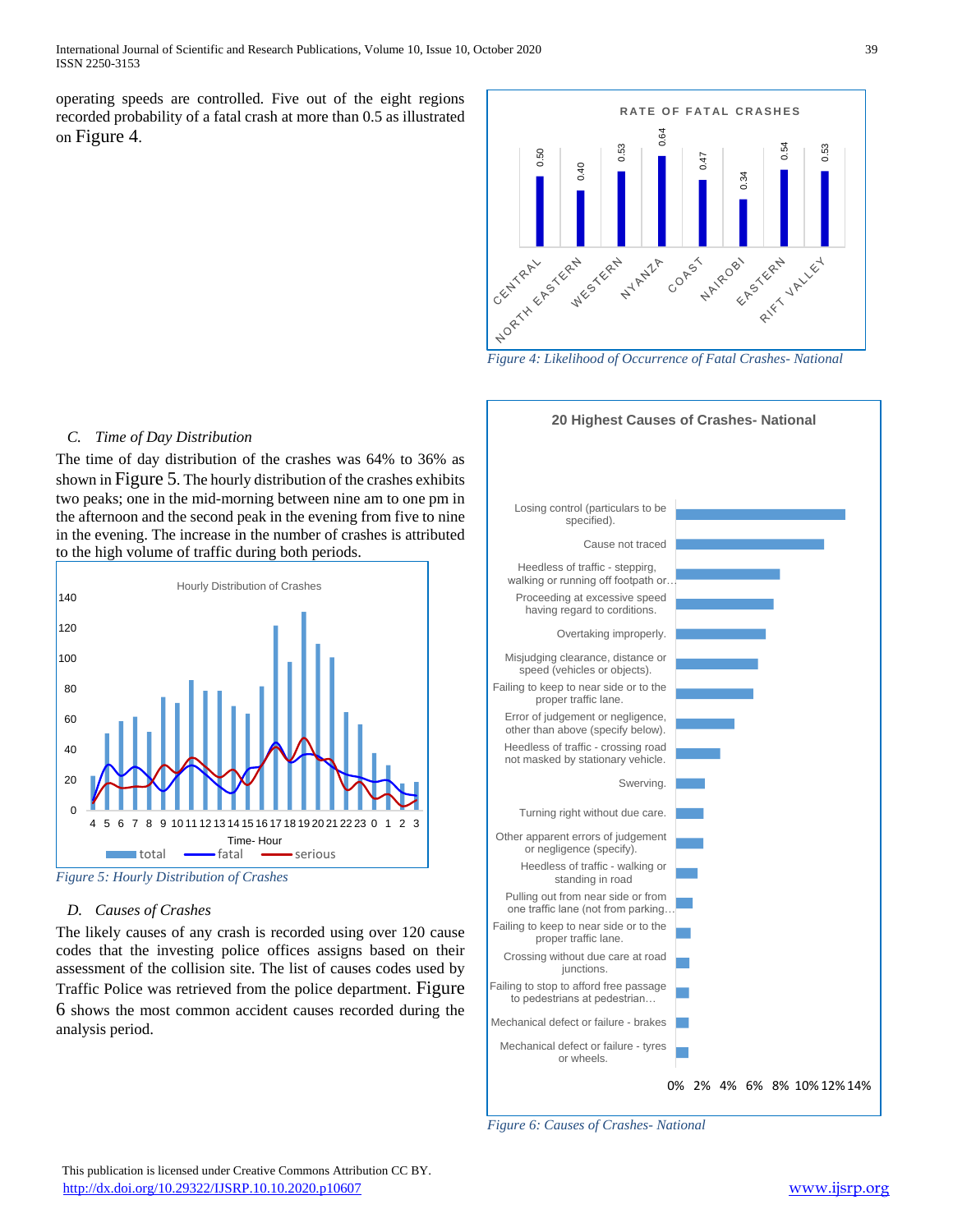operating speeds are controlled. Five out of the eight regions recorded probability of a fatal crash at more than 0.5 as illustrated on Figure 4.

Figure 4: Likelihood of Occurrence of Fatal Crashes- National

### C. Time of Day Distribution

The time of day distribution of the crashes was 64% to 36% as shown in Figure 5. The hourly distribution of the crashes exhibits two peaks; one in the mid-morning between nine am to one pm in the afternoon and the second peak in the evening from five to nine in the evening. The increase in the number of crashes is attributed to the high volume of traffic during both periods.

Figure 5: Hourly Distribution of Crashes

### D. Causes of Crashes

The likely causes of any crash is recorded using over 120 cause codes that the investing police offices assigns based on their assessment of the collision site. The list of causes codes used by Traffic Police was retrieved from the police department. Figure 6 shows the most common accident causes recorded during the analysis period.

Figure 6: Causes of Crashes- National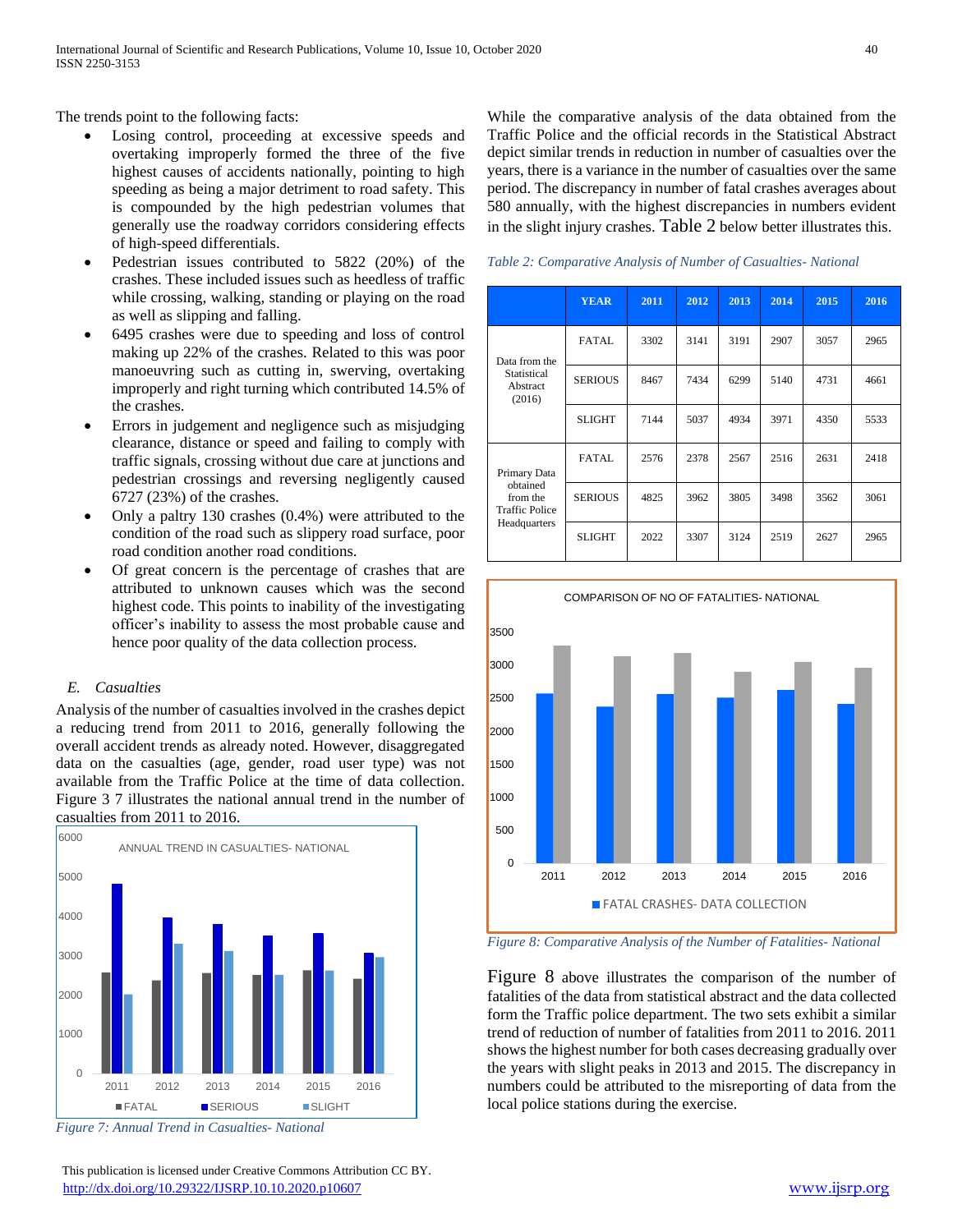The trends point to the following facts:

- Losing control, proceeding at excessive speeds and overtaking improperly formed the three of the five highest causes of accidents nationally, pointing to high speeding as being a major detriment to road safety. This is compounded by the high pedestrian volumes that generally use the roadway corridors considering effects of high-speed differentials.
- Pedestrian issues contributed to 5822 (20%) of the crashes. These included issues such as heedless of traffic while crossing, walking, standing or playing on the road as well as slipping and falling.
- 6495 crashes were due to speeding and loss of control making up 22% of the crashes. Related to this was poor manoeuvring such as cutting in, swerving, overtaking improperly and right turning which contributed 14.5% of the crashes.
- Errors in judgement and negligence such as misjudging clearance, distance or speed and failing to comply with traffic signals, crossing without due care at junctions and pedestrian crossings and reversing negligently caused 6727 (23%) of the crashes.
- Only a paltry 130 crashes (0.4%) were attributed to the condition of the road such as slippery road surface, poor road condition another road conditions.
- Of great concern is the percentage of crashes that are attributed to unknown causes which was the second highest code. This points to inability of the investigating officer's inability to assess the most probable cause and hence poor quality of the data collection process.

### *E. Casualties*

Analysis of the number of casualties involved in the crashes depict a reducing trend from 2011 to 2016, generally following the overall accident trends as already noted. However, disaggregated data on the casualties (age, gender, road user type) was not available from the Traffic Police at the time of data collection. Figure 3 7 illustrates the national annual trend in the number of casualties from 2011 to 2016.

*Figure 7: Annual Trend in Casualties- National*

While the comparative analysis of the data obtained from the Traffic Police and the official records in the Statistical Abstract depict similar trends in reduction in number of casualties over the years, there is a variance in the number of casualties over the same period. The discrepancy in number of fatal crashes averages about 580 annually, with the highest discrepancies in numbers evident in the slight injury crashes. Table 2 below better illustrates this.

*Table 2: Comparative Analysis of Number of Casualties- National*

| | YEAR | 2011 | 2012 | 2013 | 2014 | 2015 | 2016 |
|---|---|---|---|---|---|---|---|
| Data from the Statistical Abstract (2016) | FATAL | 3302 | 3141 | 3191 | 2907 | 3057 | 2965 |
| | SERIOUS | 8467 | 7434 | 6299 | 5140 | 4731 | 4661 |
| | SLIGHT | 7144 | 5037 | 4934 | 3971 | 4350 | 5533 |
| Primary Data obtained from the Traffic Police Headquarters | FATAL | 2576 | 2378 | 2567 | 2516 | 2631 | 2418 |
| | SERIOUS | 4825 | 3962 | 3805 | 3498 | 3562 | 3061 |
| | SLIGHT | 2022 | 3307 | 3124 | 2519 | 2627 | 2965 |

*Figure 8: Comparative Analysis of the Number of Fatalities- National*

Figure 8 above illustrates the comparison of the number of fatalities of the data from statistical abstract and the data collected form the Traffic police department. The two sets exhibit a similar trend of reduction of number of fatalities from 2011 to 2016. 2011 shows the highest number for both cases decreasing gradually over the years with slight peaks in 2013 and 2015. The discrepancy in numbers could be attributed to the misreporting of data from the local police stations during the exercise.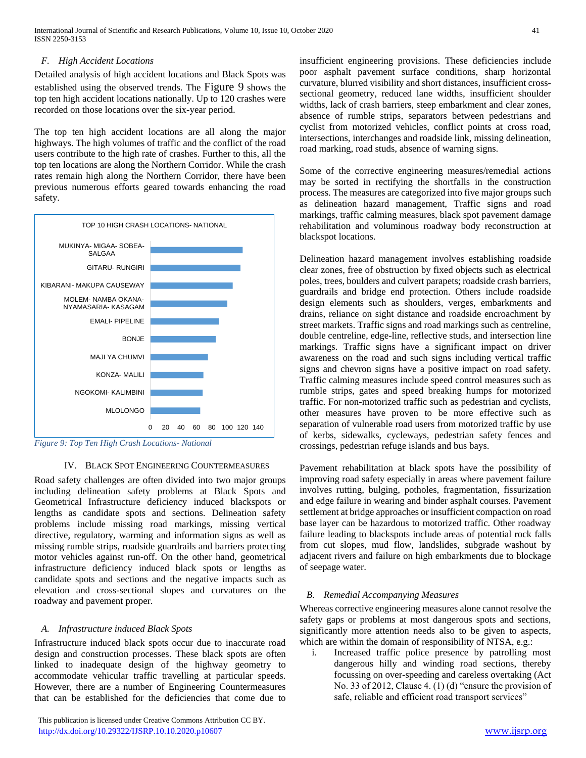### F. High Accident Locations

Detailed analysis of high accident locations and Black Spots was established using the observed trends. The Figure 9 shows the top ten high accident locations nationally. Up to 120 crashes were recorded on those locations over the six-year period.

The top ten high accident locations are all along the major highways. The high volumes of traffic and the conflict of the road users contribute to the high rate of crashes. Further to this, all the top ten locations are along the Northern Corridor. While the crash rates remain high along the Northern Corridor, there have been previous numerous efforts geared towards enhancing the road safety.

TOP 10 HIGH CRASH LOCATIONS- NATIONAL

| Location |
|---|
| MUKINYA- MIGAA- SOBEA-SALGAA |
| GITARU- RUNGIRI |
| KIBARANI- MAKUPA CAUSEWAY |
| MOLEM- NAMBA OKANA-NYAMASARIA- KASAGAM |
| EMALI- PIPELINE |
| BONJE |
| MAJI YA CHUMVI |
| KONZA- MALILI |
| NGOKOMI- KALIMBINI |
| MLOLONGO |

*Figure 9: Top Ten High Crash Locations- National*

## IV. Black Spot Engineering Countermeasures

Road safety challenges are often divided into two major groups including delineation safety problems at Black Spots and Geometrical Infrastructure deficiency induced blackspots or lengths as candidate spots and sections. Delineation safety problems include missing road markings, missing vertical directive, regulatory, warming and information signs as well as missing rumble strips, roadside guardrails and barriers protecting motor vehicles against run-off. On the other hand, geometrical infrastructure deficiency induced black spots or lengths as candidate spots and sections and the negative impacts such as elevation and cross-sectional slopes and curvatures on the roadway and pavement proper.

### A. Infrastructure induced Black Spots

Infrastructure induced black spots occur due to inaccurate road design and construction processes. These black spots are often linked to inadequate design of the highway geometry to accommodate vehicular traffic travelling at particular speeds. However, there are a number of Engineering Countermeasures that can be established for the deficiencies that come due to insufficient engineering provisions. These deficiencies include poor asphalt pavement surface conditions, sharp horizontal curvature, blurred visibility and short distances, insufficient cross-sectional geometry, reduced lane widths, insufficient shoulder widths, lack of crash barriers, steep embarkment and clear zones, absence of rumble strips, separators between pedestrians and cyclist from motorized vehicles, conflict points at cross road, intersections, interchanges and roadside link, missing delineation, road marking, road studs, absence of warning signs.

Some of the corrective engineering measures/remedial actions may be sorted in rectifying the shortfalls in the construction process. The measures are categorized into five major groups such as delineation hazard management, Traffic signs and road markings, traffic calming measures, black spot pavement damage rehabilitation and voluminous roadway body reconstruction at blackspot locations.

Delineation hazard management involves establishing roadside clear zones, free of obstruction by fixed objects such as electrical poles, trees, boulders and culvert parapets; roadside crash barriers, guardrails and bridge end protection. Others include roadside design elements such as shoulders, verges, embarkments and drains, reliance on sight distance and roadside encroachment by street markets. Traffic signs and road markings such as centreline, double centreline, edge-line, reflective studs, and intersection line markings. Traffic signs have a significant impact on driver awareness on the road and such signs including vertical traffic signs and chevron signs have a positive impact on road safety. Traffic calming measures include speed control measures such as rumble strips, gates and speed breaking humps for motorized traffic. For non-motorized traffic such as pedestrian and cyclists, other measures have proven to be more effective such as separation of vulnerable road users from motorized traffic by use of kerbs, sidewalks, cycleways, pedestrian safety fences and crossings, pedestrian refuge islands and bus bays.

Pavement rehabilitation at black spots have the possibility of improving road safety especially in areas where pavement failure involves rutting, bulging, potholes, fragmentation, fissurization and edge failure in wearing and binder asphalt courses. Pavement settlement at bridge approaches or insufficient compaction on road base layer can be hazardous to motorized traffic. Other roadway failure leading to blackspots include areas of potential rock falls from cut slopes, mud flow, landslides, subgrade washout by adjacent rivers and failure on high embarkments due to blockage of seepage water.

### B. Remedial Accompanying Measures

Whereas corrective engineering measures alone cannot resolve the safety gaps or problems at most dangerous spots and sections, significantly more attention needs also to be given to aspects, which are within the domain of responsibility of NTSA, e.g.:

i. Increased traffic police presence by patrolling most dangerous hilly and winding road sections, thereby focussing on over-speeding and careless overtaking (Act No. 33 of 2012, Clause 4. (1) (d) "ensure the provision of safe, reliable and efficient road transport services"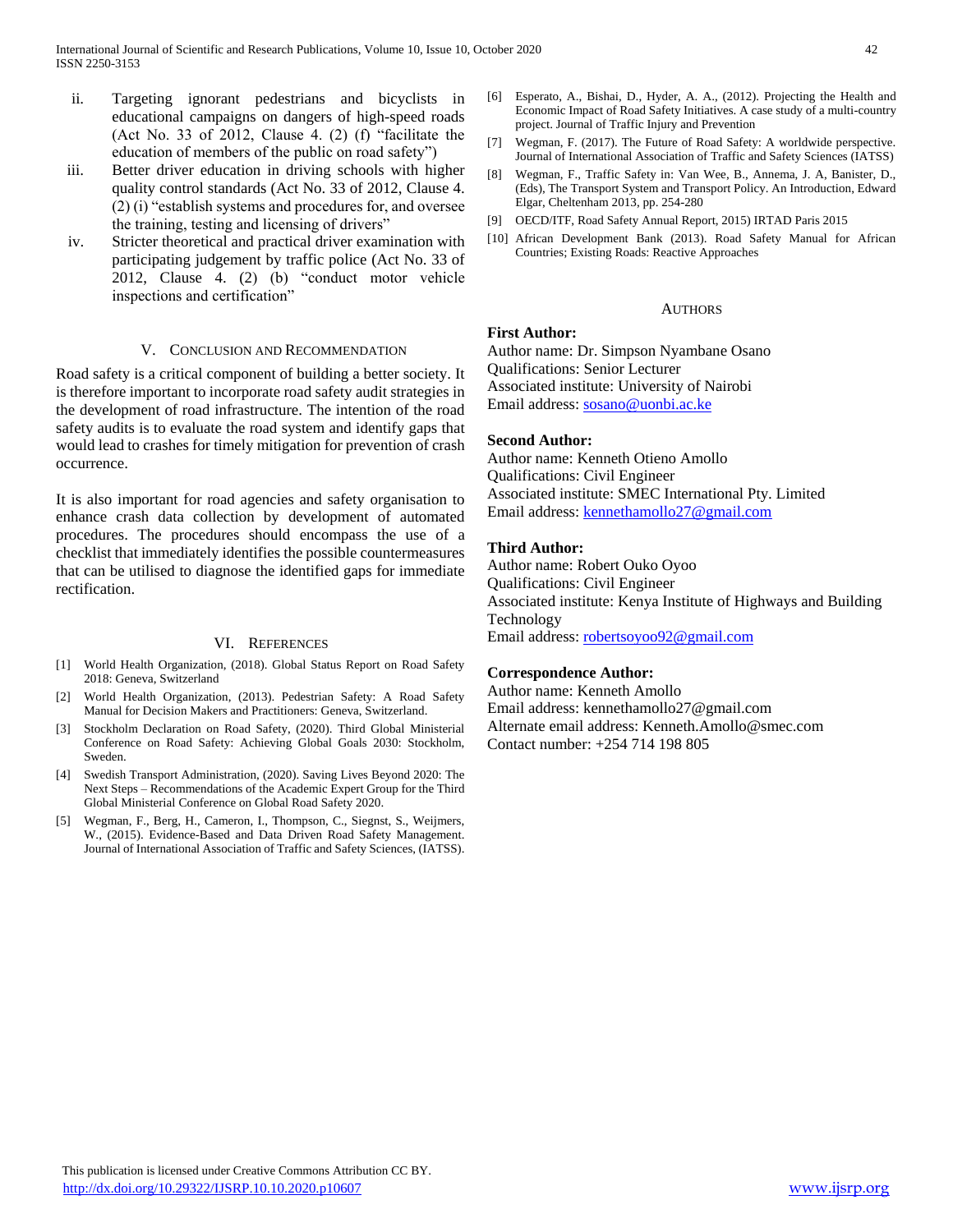ii. Targeting ignorant pedestrians and bicyclists in educational campaigns on dangers of high-speed roads (Act No. 33 of 2012, Clause 4. (2) (f) "facilitate the education of members of the public on road safety")

iii. Better driver education in driving schools with higher quality control standards (Act No. 33 of 2012, Clause 4. (2) (i) "establish systems and procedures for, and oversee the training, testing and licensing of drivers"

iv. Stricter theoretical and practical driver examination with participating judgement by traffic police (Act No. 33 of 2012, Clause 4. (2) (b) "conduct motor vehicle inspections and certification"

## V. Conclusion and Recommendation

Road safety is a critical component of building a better society. It is therefore important to incorporate road safety audit strategies in the development of road infrastructure. The intention of the road safety audits is to evaluate the road system and identify gaps that would lead to crashes for timely mitigation for prevention of crash occurrence.

It is also important for road agencies and safety organisation to enhance crash data collection by development of automated procedures. The procedures should encompass the use of a checklist that immediately identifies the possible countermeasures that can be utilised to diagnose the identified gaps for immediate rectification.

## VI. References

[1] World Health Organization, (2018). Global Status Report on Road Safety 2018: Geneva, Switzerland

[2] World Health Organization, (2013). Pedestrian Safety: A Road Safety Manual for Decision Makers and Practitioners: Geneva, Switzerland.

[3] Stockholm Declaration on Road Safety, (2020). Third Global Ministerial Conference on Road Safety: Achieving Global Goals 2030: Stockholm, Sweden.

[4] Swedish Transport Administration, (2020). Saving Lives Beyond 2020: The Next Steps – Recommendations of the Academic Expert Group for the Third Global Ministerial Conference on Global Road Safety 2020.

[5] Wegman, F., Berg, H., Cameron, I., Thompson, C., Siegnst, S., Weijmers, W., (2015). Evidence-Based and Data Driven Road Safety Management. Journal of International Association of Traffic and Safety Sciences, (IATSS).

[6] Esperato, A., Bishai, D., Hyder, A. A., (2012). Projecting the Health and Economic Impact of Road Safety Initiatives. A case study of a multi-country project. Journal of Traffic Injury and Prevention

[7] Wegman, F. (2017). The Future of Road Safety: A worldwide perspective. Journal of International Association of Traffic and Safety Sciences (IATSS)

[8] Wegman, F., Traffic Safety in: Van Wee, B., Annema, J. A, Banister, D., (Eds), The Transport System and Transport Policy. An Introduction, Edward Elgar, Cheltenham 2013, pp. 254-280

[9] OECD/ITF, Road Safety Annual Report, 2015) IRTAD Paris 2015

[10] African Development Bank (2013). Road Safety Manual for African Countries; Existing Roads: Reactive Approaches

## Authors

**First Author:**
Author name: Dr. Simpson Nyambane Osano
Qualifications: Senior Lecturer
Associated institute: University of Nairobi
Email address: sosano@uonbi.ac.ke

**Second Author:**
Author name: Kenneth Otieno Amollo
Qualifications: Civil Engineer
Associated institute: SMEC International Pty. Limited
Email address: kennethamollo27@gmail.com

**Third Author:**
Author name: Robert Ouko Oyoo
Qualifications: Civil Engineer
Associated institute: Kenya Institute of Highways and Building Technology
Email address: robertsoyoo92@gmail.com

**Correspondence Author:**
Author name: Kenneth Amollo
Email address: kennethamollo27@gmail.com
Alternate email address: Kenneth.Amollo@smec.com
Contact number: +254 714 198 805